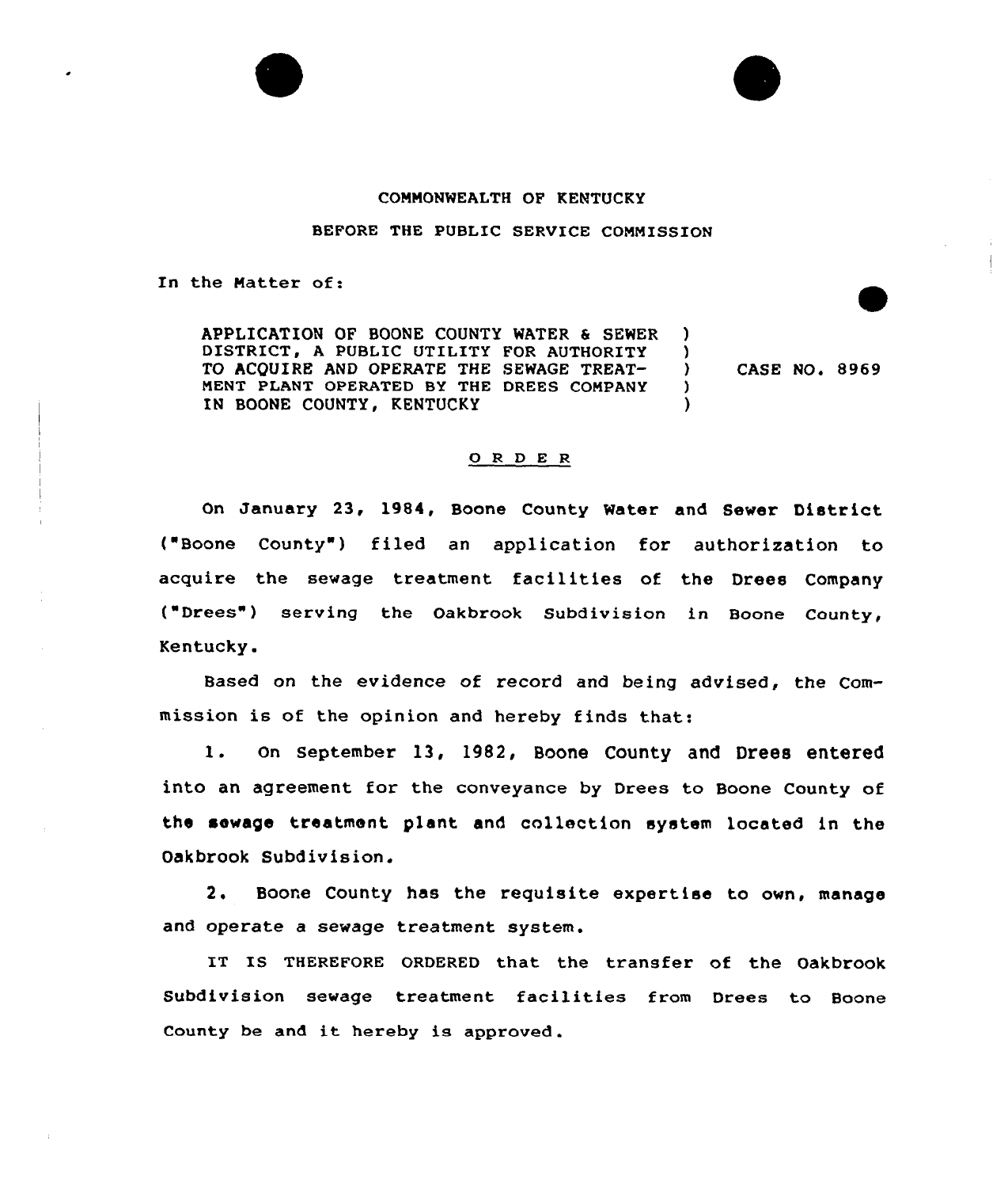COMMONWEALTH OF KENTUCKY

BEFORE THE PUBLIC SERVICE COMMISSION

In the Matter of:

| | | |
|---|---|---|
| APPLICATION OF BOONE COUNTY WATER & SEWER DISTRICT, A PUBLIC UTILITY FOR AUTHORITY TO ACQUIRE AND OPERATE THE SEWAGE TREATMENT PLANT OPERATED BY THE DREES COMPANY IN BOONE COUNTY, KENTUCKY | ) | CASE NO. 8969 |

## ORDER

On January 23, 1984, Boone County Water and Sewer District ("Boone County") filed an application for authorization to acquire the sewage treatment facilities of the Drees Company ("Drees") serving the Oakbrook Subdivision in Boone County, Kentucky.

Based on the evidence of record and being advised, the Commission is of the opinion and hereby finds that:

1. On September 13, 1982, Boone County and Drees entered into an agreement for the conveyance by Drees to Boone County of the sewage treatment plant and collection system located in the Oakbrook Subdivision.

2. Boone County has the requisite expertise to own, manage and operate a sewage treatment system.

IT IS THEREFORE ORDERED that the transfer of the Oakbrook Subdivision sewage treatment facilities from Drees to Boone County be and it hereby is approved.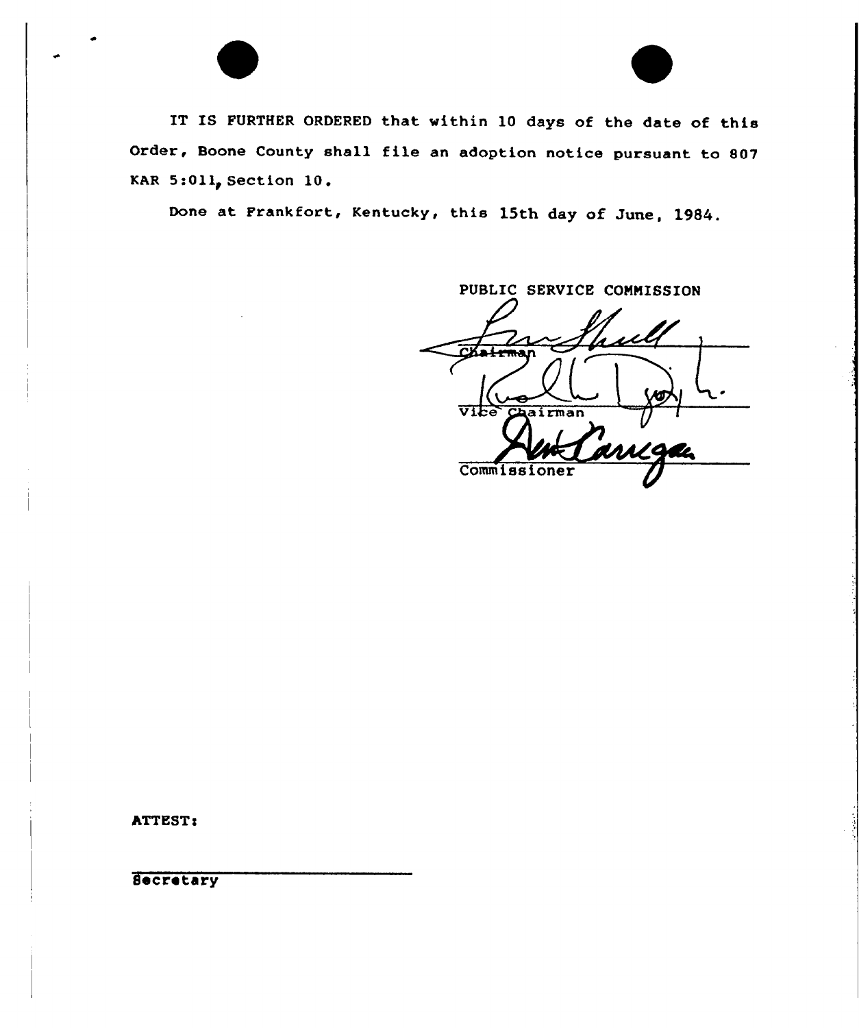IT IS FURTHER ORDERED that within 10 days of the date of this Order, Boone County shall file an adoption notice pursuant to 807 KAR 5:011, Section 10.

Done at Frankfort, Kentucky, this 15th day of June, 1984.

PUBLIC SERVICE COMMISSION

Chairman

Vice Chairman

Commissioner

ATTEST:

Secretary